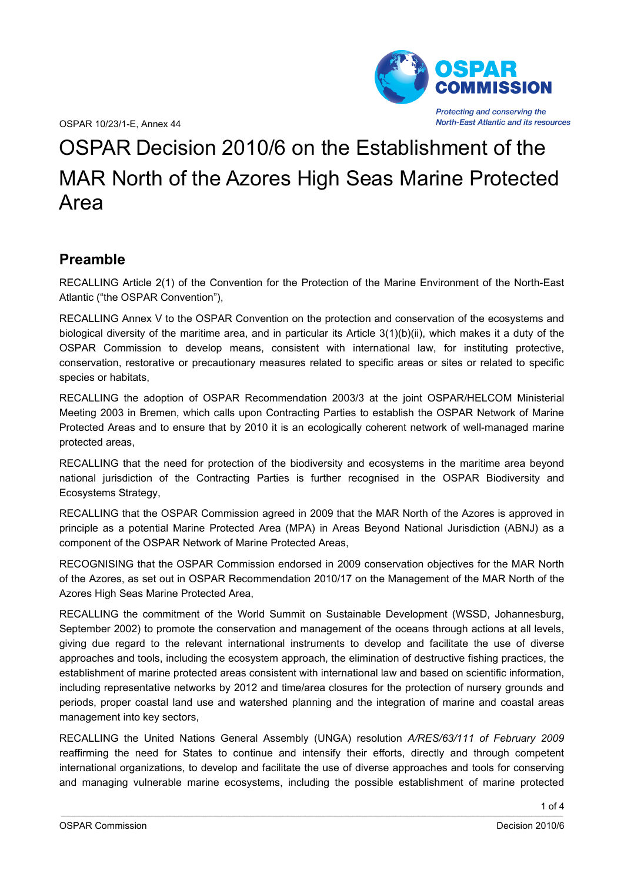OSPAR 10/23/1-E, Annex 44

# OSPAR Decision 2010/6 on the Establishment of the MAR North of the Azores High Seas Marine Protected Area

## Preamble

RECALLING Article 2(1) of the Convention for the Protection of the Marine Environment of the North-East Atlantic ("the OSPAR Convention"),

RECALLING Annex V to the OSPAR Convention on the protection and conservation of the ecosystems and biological diversity of the maritime area, and in particular its Article 3(1)(b)(ii), which makes it a duty of the OSPAR Commission to develop means, consistent with international law, for instituting protective, conservation, restorative or precautionary measures related to specific areas or sites or related to specific species or habitats,

RECALLING the adoption of OSPAR Recommendation 2003/3 at the joint OSPAR/HELCOM Ministerial Meeting 2003 in Bremen, which calls upon Contracting Parties to establish the OSPAR Network of Marine Protected Areas and to ensure that by 2010 it is an ecologically coherent network of well-managed marine protected areas,

RECALLING that the need for protection of the biodiversity and ecosystems in the maritime area beyond national jurisdiction of the Contracting Parties is further recognised in the OSPAR Biodiversity and Ecosystems Strategy,

RECALLING that the OSPAR Commission agreed in 2009 that the MAR North of the Azores is approved in principle as a potential Marine Protected Area (MPA) in Areas Beyond National Jurisdiction (ABNJ) as a component of the OSPAR Network of Marine Protected Areas,

RECOGNISING that the OSPAR Commission endorsed in 2009 conservation objectives for the MAR North of the Azores, as set out in OSPAR Recommendation 2010/17 on the Management of the MAR North of the Azores High Seas Marine Protected Area,

RECALLING the commitment of the World Summit on Sustainable Development (WSSD, Johannesburg, September 2002) to promote the conservation and management of the oceans through actions at all levels, giving due regard to the relevant international instruments to develop and facilitate the use of diverse approaches and tools, including the ecosystem approach, the elimination of destructive fishing practices, the establishment of marine protected areas consistent with international law and based on scientific information, including representative networks by 2012 and time/area closures for the protection of nursery grounds and periods, proper coastal land use and watershed planning and the integration of marine and coastal areas management into key sectors,

RECALLING the United Nations General Assembly (UNGA) resolution *A/RES/63/111 of February 2009* reaffirming the need for States to continue and intensify their efforts, directly and through competent international organizations, to develop and facilitate the use of diverse approaches and tools for conserving and managing vulnerable marine ecosystems, including the possible establishment of marine protected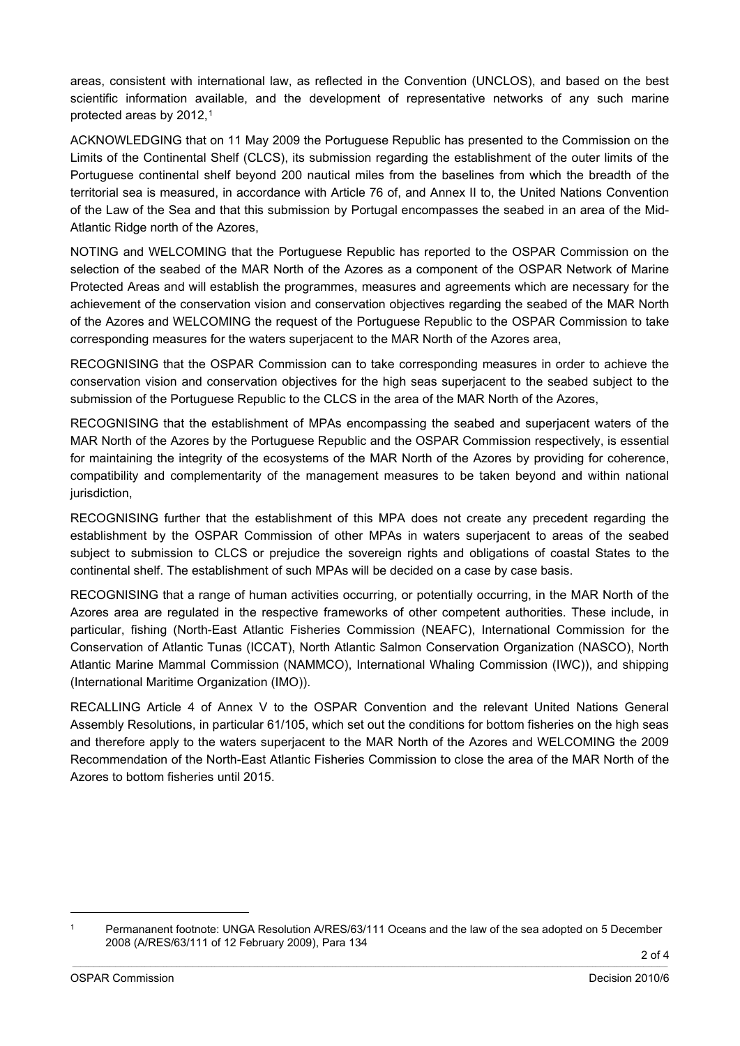areas, consistent with international law, as reflected in the Convention (UNCLOS), and based on the best scientific information available, and the development of representative networks of any such marine protected areas by 2012,[1]

ACKNOWLEDGING that on 11 May 2009 the Portuguese Republic has presented to the Commission on the Limits of the Continental Shelf (CLCS), its submission regarding the establishment of the outer limits of the Portuguese continental shelf beyond 200 nautical miles from the baselines from which the breadth of the territorial sea is measured, in accordance with Article 76 of, and Annex II to, the United Nations Convention of the Law of the Sea and that this submission by Portugal encompasses the seabed in an area of the Mid-Atlantic Ridge north of the Azores,

NOTING and WELCOMING that the Portuguese Republic has reported to the OSPAR Commission on the selection of the seabed of the MAR North of the Azores as a component of the OSPAR Network of Marine Protected Areas and will establish the programmes, measures and agreements which are necessary for the achievement of the conservation vision and conservation objectives regarding the seabed of the MAR North of the Azores and WELCOMING the request of the Portuguese Republic to the OSPAR Commission to take corresponding measures for the waters superjacent to the MAR North of the Azores area,

RECOGNISING that the OSPAR Commission can to take corresponding measures in order to achieve the conservation vision and conservation objectives for the high seas superjacent to the seabed subject to the submission of the Portuguese Republic to the CLCS in the area of the MAR North of the Azores,

RECOGNISING that the establishment of MPAs encompassing the seabed and superjacent waters of the MAR North of the Azores by the Portuguese Republic and the OSPAR Commission respectively, is essential for maintaining the integrity of the ecosystems of the MAR North of the Azores by providing for coherence, compatibility and complementarity of the management measures to be taken beyond and within national jurisdiction,

RECOGNISING further that the establishment of this MPA does not create any precedent regarding the establishment by the OSPAR Commission of other MPAs in waters superjacent to areas of the seabed subject to submission to CLCS or prejudice the sovereign rights and obligations of coastal States to the continental shelf. The establishment of such MPAs will be decided on a case by case basis.

RECOGNISING that a range of human activities occurring, or potentially occurring, in the MAR North of the Azores area are regulated in the respective frameworks of other competent authorities. These include, in particular, fishing (North-East Atlantic Fisheries Commission (NEAFC), International Commission for the Conservation of Atlantic Tunas (ICCAT), North Atlantic Salmon Conservation Organization (NASCO), North Atlantic Marine Mammal Commission (NAMMCO), International Whaling Commission (IWC)), and shipping (International Maritime Organization (IMO)).

RECALLING Article 4 of Annex V to the OSPAR Convention and the relevant United Nations General Assembly Resolutions, in particular 61/105, which set out the conditions for bottom fisheries on the high seas and therefore apply to the waters superjacent to the MAR North of the Azores and WELCOMING the 2009 Recommendation of the North-East Atlantic Fisheries Commission to close the area of the MAR North of the Azores to bottom fisheries until 2015.

---

[1] Permananent footnote: UNGA Resolution A/RES/63/111 Oceans and the law of the sea adopted on 5 December 2008 (A/RES/63/111 of 12 February 2009), Para 134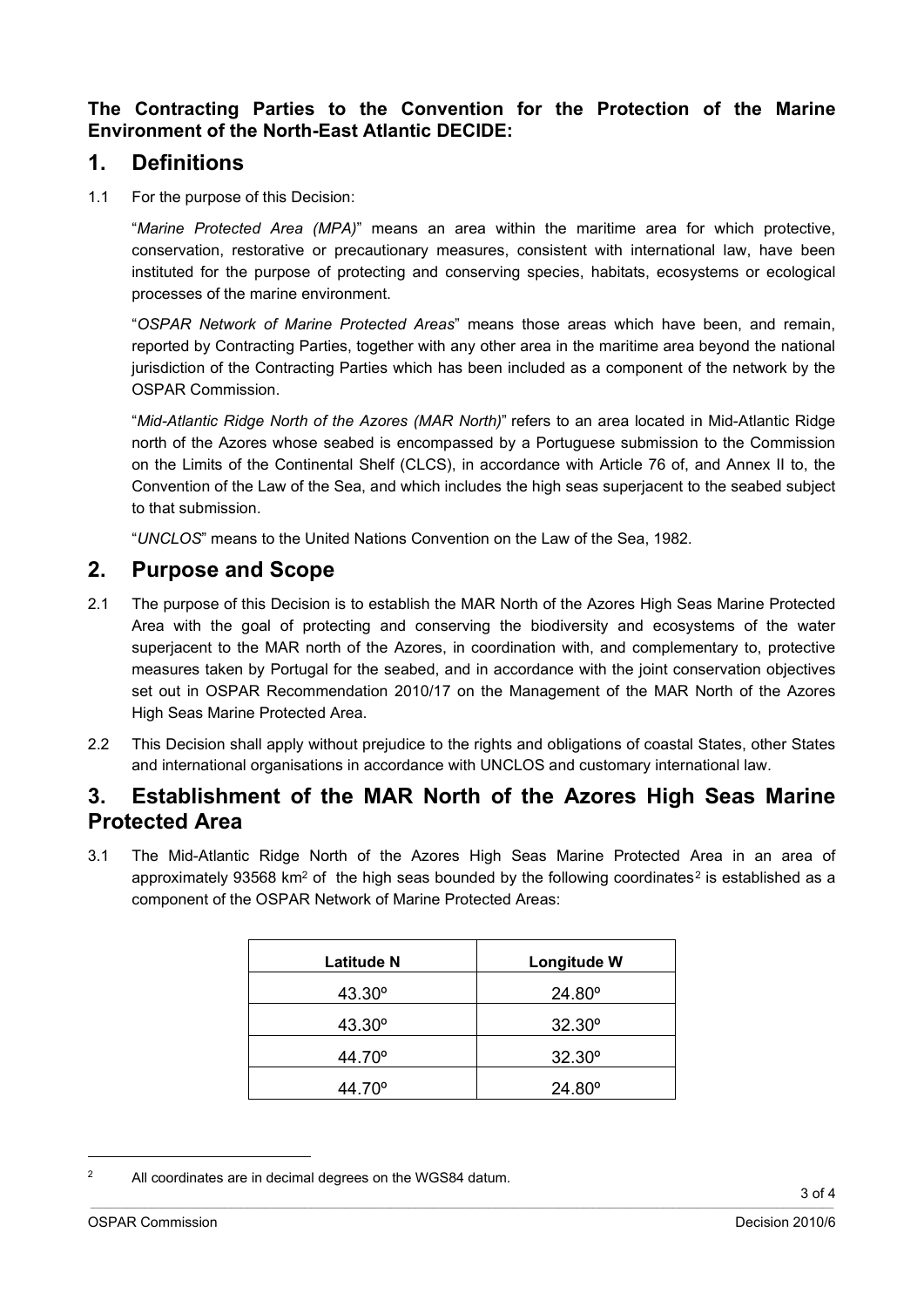**The Contracting Parties to the Convention for the Protection of the Marine Environment of the North-East Atlantic DECIDE:**

# 1. Definitions

1.1 For the purpose of this Decision:

"*Marine Protected Area (MPA)*" means an area within the maritime area for which protective, conservation, restorative or precautionary measures, consistent with international law, have been instituted for the purpose of protecting and conserving species, habitats, ecosystems or ecological processes of the marine environment.

"*OSPAR Network of Marine Protected Areas*" means those areas which have been, and remain, reported by Contracting Parties, together with any other area in the maritime area beyond the national jurisdiction of the Contracting Parties which has been included as a component of the network by the OSPAR Commission.

"*Mid-Atlantic Ridge North of the Azores (MAR North)*" refers to an area located in Mid-Atlantic Ridge north of the Azores whose seabed is encompassed by a Portuguese submission to the Commission on the Limits of the Continental Shelf (CLCS), in accordance with Article 76 of, and Annex II to, the Convention of the Law of the Sea, and which includes the high seas superjacent to the seabed subject to that submission.

"*UNCLOS*" means to the United Nations Convention on the Law of the Sea, 1982.

# 2. Purpose and Scope

2.1 The purpose of this Decision is to establish the MAR North of the Azores High Seas Marine Protected Area with the goal of protecting and conserving the biodiversity and ecosystems of the water superjacent to the MAR north of the Azores, in coordination with, and complementary to, protective measures taken by Portugal for the seabed, and in accordance with the joint conservation objectives set out in OSPAR Recommendation 2010/17 on the Management of the MAR North of the Azores High Seas Marine Protected Area.

2.2 This Decision shall apply without prejudice to the rights and obligations of coastal States, other States and international organisations in accordance with UNCLOS and customary international law.

# 3. Establishment of the MAR North of the Azores High Seas Marine Protected Area

3.1 The Mid-Atlantic Ridge North of the Azores High Seas Marine Protected Area in an area of approximately 93568 km$^2$ of the high seas bounded by the following coordinates[2] is established as a component of the OSPAR Network of Marine Protected Areas:

| Latitude N | Longitude W |
|---|---|
| 43.30º | 24.80º |
| 43.30º | 32.30º |
| 44.70º | 32.30º |
| 44.70º | 24.80º |

[2] All coordinates are in decimal degrees on the WGS84 datum.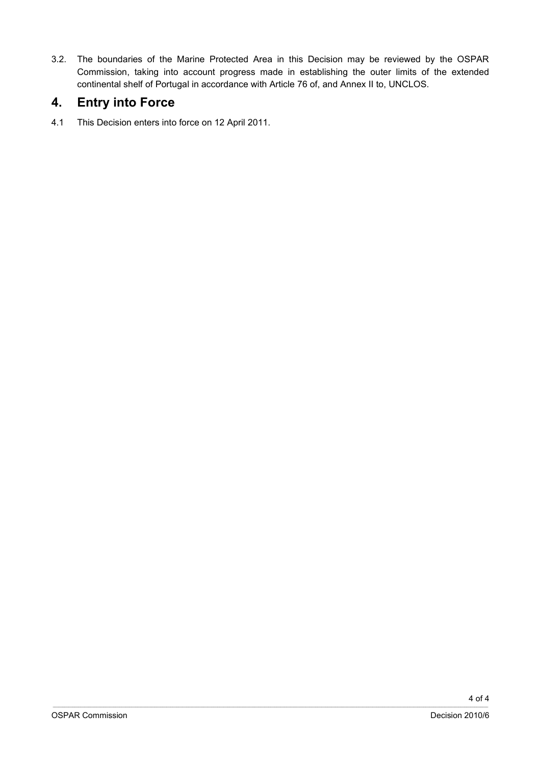3.2. The boundaries of the Marine Protected Area in this Decision may be reviewed by the OSPAR Commission, taking into account progress made in establishing the outer limits of the extended continental shelf of Portugal in accordance with Article 76 of, and Annex II to, UNCLOS.

## 4. Entry into Force

4.1 This Decision enters into force on 12 April 2011.